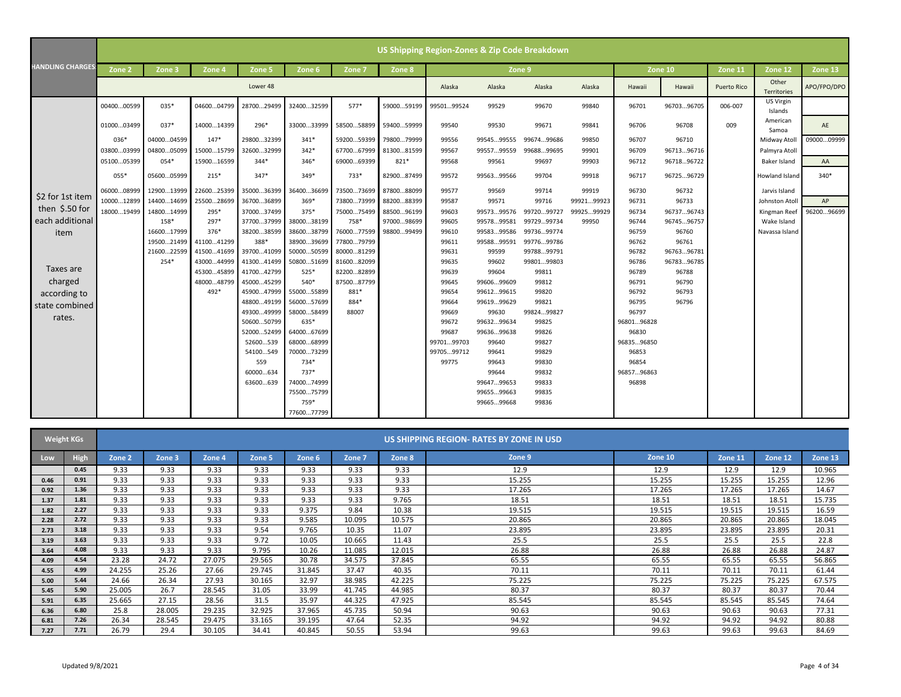| HANDLING CHARGES | US Shipping Region-Zones & Zip Code Breakdown | | | | | | | | | | | | | | | |
|---|---|---|---|---|---|---|---|---|---|---|---|---|---|---|---|---|
| | Zone 2 | Zone 3 | Zone 4 | Zone 5 | Zone 6 | Zone 7 | Zone 8 | Zone 9 | | | | Zone 10 | | Zone 11 | Zone 12 | Zone 13 |
| | Lower 48 | | | | | | | Alaska | Alaska | Alaska | Alaska | Hawaii | Hawaii | Puerto Rico | Other Territories | APO/FPO/DPO |
| $2 for 1st item then $.50 for each additional item<br><br>Taxes are charged according to state combined rates. | 00400…00599 | 035* | 04600…04799 | 28700…29499 | 32400…32599 | 577* | 59000…59199 | 99501…99524 | 99529 | 99670 | 99840 | 96701 | 96703…96705 | 006-007 | US Virgin Islands | |
| | 01000…03499 | 037* | 14000…14399 | 296* | 33000…33999 | 58500…58899 | 59400…59999 | 99540 | 99530 | 99671 | 99841 | 96706 | 96708 | 009 | American Samoa | AE |
| | 036* | 04000…04599 | 147* | 29800…32399 | 341* | 59200…59399 | 79800…79999 | 99556 | 99545…99555 | 99674…99686 | 99850 | 96707 | 96710 | | Midway Atoll | 09000…09999 |
| | 03800…03999 | 04800…05099 | 15000…15799 | 32600…32999 | 342* | 67700…67999 | 81300…81599 | 99567 | 99557…99559 | 99688…99695 | 99901 | 96709 | 96713…96716 | | Palmyra Atoll | |
| | 05100…05399 | 054* | 15900…16599 | 344* | 346* | 69000…69399 | 821* | 99568 | 99561 | 99697 | 99903 | 96712 | 96718…96722 | | Baker Island | AA |
| | 055* | 05600…05999 | 215* | 347* | 349* | 733* | 82900…87499 | 99572 | 99563…99566 | 99704 | 99918 | 96717 | 96725…96729 | | Howland Island | 340* |
| | 06000…08999 | 12900…13999 | 22600…25399 | 35000…36399 | 36400…36699 | 73500…73699 | 87800…88099 | 99577 | 99569 | 99714 | 99919 | 96730 | 96732 | | Jarvis Island | |
| | 10000…12899 | 14400…14699 | 25500…28699 | 36700…36899 | 369* | 73800…73999 | 88200…88399 | 99587 | 99571 | 99716 | 99921…99923 | 96731 | 96733 | | Johnston Atoll | AP |
| | 18000…19499 | 14800…14999 | 295* | 37000…37499 | 375* | 75000…75499 | 88500…96199 | 99603 | 99573…99576 | 99720…99727 | 99925…99929 | 96734 | 96737…96743 | | Kingman Reef | 96200…96699 |
| | | 158* | 297* | 37700…37999 | 38000…38199 | 758* | 97000…98699 | 99605 | 99578…99581 | 99729…99734 | 99950 | 96744 | 96745…96757 | | Wake Island | |
| | | 16600…17999 | 376* | 38200…38599 | 38600…38799 | 76000…77599 | 98800…99499 | 99610 | 99583…99586 | 99736…99774 | | 96759 | 96760 | | Navassa Island | |
| | | 19500…21499 | 41100…41299 | 388* | 38900…39699 | 77800…79799 | | 99611 | 99588…99591 | 99776…99786 | | 96762 | 96761 | | | |
| | | 21600…22599 | 41500…41699 | 39700…41099 | 50000…50599 | 80000…81299 | | 99631 | 99599 | 99788…99791 | | 96782 | 96763…96781 | | | |
| | | 254* | 43000…44999 | 41300…41499 | 50800…51699 | 81600…82099 | | 99635 | 99602 | 99801…99803 | | 96786 | 96783…96785 | | | |
| | | | 45300…45899 | 41700…42799 | 525* | 82200…82899 | | 99639 | 99604 | 99811 | | 96789 | 96788 | | | |
| | | | 48000…48799 | 45000…45299 | 540* | 87500…87799 | | 99645 | 99606…99609 | 99812 | | 96791 | 96790 | | | |
| | | | 492* | 45900…47999 | 55000…55899 | 881* | | 99654 | 99612…99615 | 99820 | | 96792 | 96793 | | | |
| | | | | 48800…49199 | 56000…57699 | 884* | | 99664 | 99619…99629 | 99821 | | 96795 | 96796 | | | |
| | | | | 49300…49999 | 58000…58499 | 88007 | | 99669 | 99630 | 99824…99827 | | 96797 | | | | |
| | | | | 50600…50799 | 635* | | | 99672 | 99632…99634 | 99825 | | 96801…96828 | | | | |
| | | | | 52000…52499 | 64000…67699 | | | 99687 | 99636…99638 | 99826 | | 96830 | | | | |
| | | | | 52600…539 | 68000…68999 | | | 99701…99703 | 99640 | 99827 | | 96835…96850 | | | | |
| | | | | 54100…549 | 70000…73299 | | | 99705…99712 | 99641 | 99829 | | 96853 | | | | |
| | | | | 559 | 734* | | | 99775 | 99643 | 99830 | | 96854 | | | | |
| | | | | 60000…634 | 737* | | | | 99644 | 99832 | | 96857…96863 | | | | |
| | | | | 63600…639 | 74000…74999 | | | | 99647…99653 | 99833 | | 96898 | | | | |
| | | | | | 75500…75799 | | | | 99655…99663 | 99835 | | | | | | |
| | | | | | 759* | | | | 99665…99668 | 99836 | | | | | | |
| | | | | | 77600…77799 | | | | | | | | | | | |

| Weight KGs | | US SHIPPING REGION- RATES BY ZONE IN USD | | | | | | | | | | | |
|---|---|---|---|---|---|---|---|---|---|---|---|---|---|
| Low | High | Zone 2 | Zone 3 | Zone 4 | Zone 5 | Zone 6 | Zone 7 | Zone 8 | Zone 9 | Zone 10 | Zone 11 | Zone 12 | Zone 13 |
| | 0.45 | 9.33 | 9.33 | 9.33 | 9.33 | 9.33 | 9.33 | 9.33 | 12.9 | 12.9 | 12.9 | 12.9 | 10.965 |
| 0.46 | 0.91 | 9.33 | 9.33 | 9.33 | 9.33 | 9.33 | 9.33 | 9.33 | 15.255 | 15.255 | 15.255 | 15.255 | 12.96 |
| 0.92 | 1.36 | 9.33 | 9.33 | 9.33 | 9.33 | 9.33 | 9.33 | 9.33 | 17.265 | 17.265 | 17.265 | 17.265 | 14.67 |
| 1.37 | 1.81 | 9.33 | 9.33 | 9.33 | 9.33 | 9.33 | 9.33 | 9.765 | 18.51 | 18.51 | 18.51 | 18.51 | 15.735 |
| 1.82 | 2.27 | 9.33 | 9.33 | 9.33 | 9.33 | 9.375 | 9.84 | 10.38 | 19.515 | 19.515 | 19.515 | 19.515 | 16.59 |
| 2.28 | 2.72 | 9.33 | 9.33 | 9.33 | 9.33 | 9.585 | 10.095 | 10.575 | 20.865 | 20.865 | 20.865 | 20.865 | 18.045 |
| 2.73 | 3.18 | 9.33 | 9.33 | 9.33 | 9.54 | 9.765 | 10.35 | 11.07 | 23.895 | 23.895 | 23.895 | 23.895 | 20.31 |
| 3.19 | 3.63 | 9.33 | 9.33 | 9.33 | 9.72 | 10.05 | 10.665 | 11.43 | 25.5 | 25.5 | 25.5 | 25.5 | 22.8 |
| 3.64 | 4.08 | 9.33 | 9.33 | 9.33 | 9.795 | 10.26 | 11.085 | 12.015 | 26.88 | 26.88 | 26.88 | 26.88 | 24.87 |
| 4.09 | 4.54 | 23.28 | 24.72 | 27.075 | 29.565 | 30.78 | 34.575 | 37.845 | 65.55 | 65.55 | 65.55 | 65.55 | 56.865 |
| 4.55 | 4.99 | 24.255 | 25.26 | 27.66 | 29.745 | 31.845 | 37.47 | 40.35 | 70.11 | 70.11 | 70.11 | 70.11 | 61.44 |
| 5.00 | 5.44 | 24.66 | 26.34 | 27.93 | 30.165 | 32.97 | 38.985 | 42.225 | 75.225 | 75.225 | 75.225 | 75.225 | 67.575 |
| 5.45 | 5.90 | 25.005 | 26.7 | 28.545 | 31.05 | 33.99 | 41.745 | 44.985 | 80.37 | 80.37 | 80.37 | 80.37 | 70.44 |
| 5.91 | 6.35 | 25.665 | 27.15 | 28.56 | 31.5 | 35.97 | 44.325 | 47.925 | 85.545 | 85.545 | 85.545 | 85.545 | 74.64 |
| 6.36 | 6.80 | 25.8 | 28.005 | 29.235 | 32.925 | 37.965 | 45.735 | 50.94 | 90.63 | 90.63 | 90.63 | 90.63 | 77.31 |
| 6.81 | 7.26 | 26.34 | 28.545 | 29.475 | 33.165 | 39.195 | 47.64 | 52.35 | 94.92 | 94.92 | 94.92 | 94.92 | 80.88 |
| 7.27 | 7.71 | 26.79 | 29.4 | 30.105 | 34.41 | 40.845 | 50.55 | 53.94 | 99.63 | 99.63 | 99.63 | 99.63 | 84.69 |

Updated 9/8/2021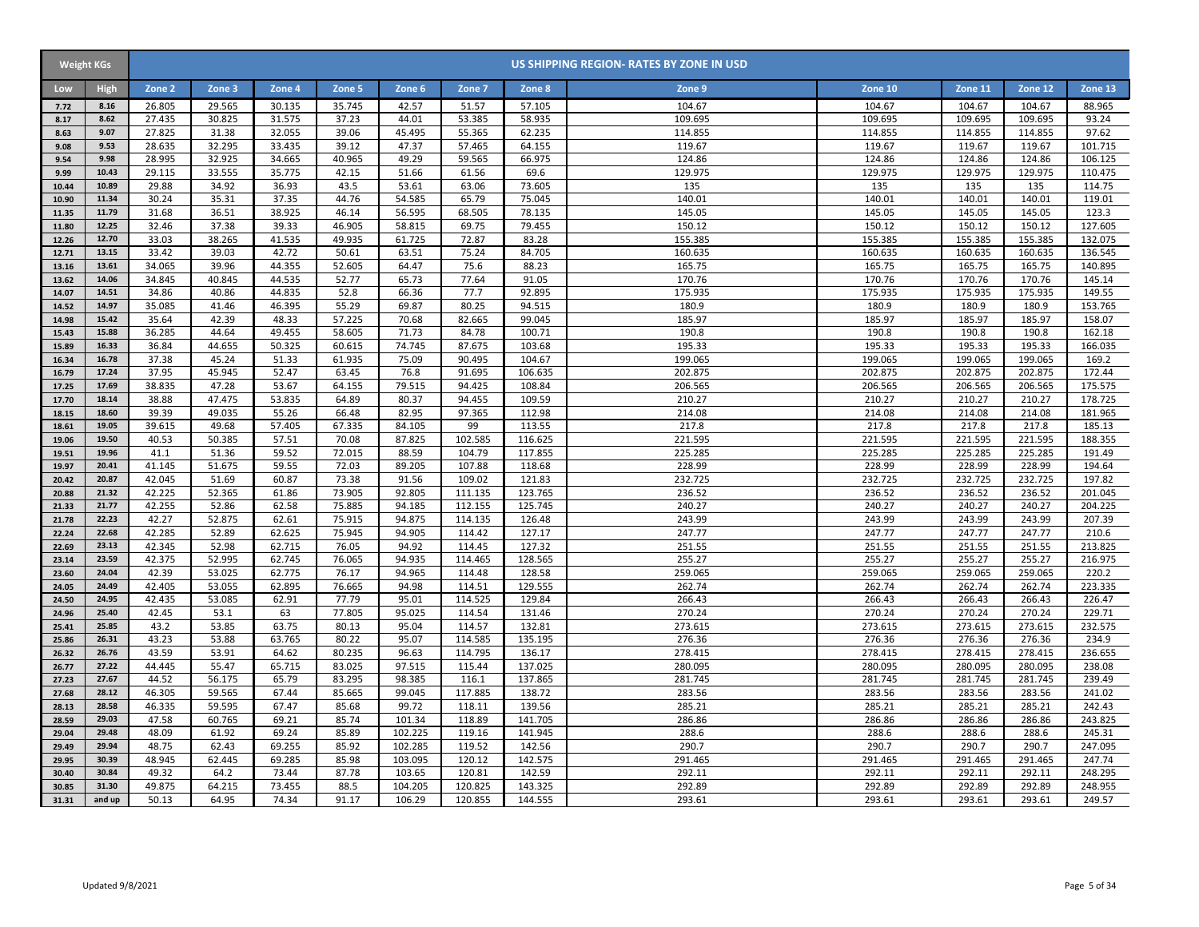| Weight KGs | | US SHIPPING REGION- RATES BY ZONE IN USD | | | | | | | | | | | |
|---|---|---|---|---|---|---|---|---|---|---|---|---|---|
| Low | High | Zone 2 | Zone 3 | Zone 4 | Zone 5 | Zone 6 | Zone 7 | Zone 8 | Zone 9 | Zone 10 | Zone 11 | Zone 12 | Zone 13 |
| 7.72 | 8.16 | 26.805 | 29.565 | 30.135 | 35.745 | 42.57 | 51.57 | 57.105 | 104.67 | 104.67 | 104.67 | 104.67 | 88.965 |
| 8.17 | 8.62 | 27.435 | 30.825 | 31.575 | 37.23 | 44.01 | 53.385 | 58.935 | 109.695 | 109.695 | 109.695 | 109.695 | 93.24 |
| 8.63 | 9.07 | 27.825 | 31.38 | 32.055 | 39.06 | 45.495 | 55.365 | 62.235 | 114.855 | 114.855 | 114.855 | 114.855 | 97.62 |
| 9.08 | 9.53 | 28.635 | 32.295 | 33.435 | 39.12 | 47.37 | 57.465 | 64.155 | 119.67 | 119.67 | 119.67 | 119.67 | 101.715 |
| 9.54 | 9.98 | 28.995 | 32.925 | 34.665 | 40.965 | 49.29 | 59.565 | 66.975 | 124.86 | 124.86 | 124.86 | 124.86 | 106.125 |
| 9.99 | 10.43 | 29.115 | 33.555 | 35.775 | 42.15 | 51.66 | 61.56 | 69.6 | 129.975 | 129.975 | 129.975 | 129.975 | 110.475 |
| 10.44 | 10.89 | 29.88 | 34.92 | 36.93 | 43.5 | 53.61 | 63.06 | 73.605 | 135 | 135 | 135 | 135 | 114.75 |
| 10.90 | 11.34 | 30.24 | 35.31 | 37.35 | 44.76 | 54.585 | 65.79 | 75.045 | 140.01 | 140.01 | 140.01 | 140.01 | 119.01 |
| 11.35 | 11.79 | 31.68 | 36.51 | 38.925 | 46.14 | 56.595 | 68.505 | 78.135 | 145.05 | 145.05 | 145.05 | 145.05 | 123.3 |
| 11.80 | 12.25 | 32.46 | 37.38 | 39.33 | 46.905 | 58.815 | 69.75 | 79.455 | 150.12 | 150.12 | 150.12 | 150.12 | 127.605 |
| 12.26 | 12.70 | 33.03 | 38.265 | 41.535 | 49.935 | 61.725 | 72.87 | 83.28 | 155.385 | 155.385 | 155.385 | 155.385 | 132.075 |
| 12.71 | 13.15 | 33.42 | 39.03 | 42.72 | 50.61 | 63.51 | 75.24 | 84.705 | 160.635 | 160.635 | 160.635 | 160.635 | 136.545 |
| 13.16 | 13.61 | 34.065 | 39.96 | 44.355 | 52.605 | 64.47 | 75.6 | 88.23 | 165.75 | 165.75 | 165.75 | 165.75 | 140.895 |
| 13.62 | 14.06 | 34.845 | 40.845 | 44.535 | 52.77 | 65.73 | 77.64 | 91.05 | 170.76 | 170.76 | 170.76 | 170.76 | 145.14 |
| 14.07 | 14.51 | 34.86 | 40.86 | 44.835 | 52.8 | 66.36 | 77.7 | 92.895 | 175.935 | 175.935 | 175.935 | 175.935 | 149.55 |
| 14.52 | 14.97 | 35.085 | 41.46 | 46.395 | 55.29 | 69.87 | 80.25 | 94.515 | 180.9 | 180.9 | 180.9 | 180.9 | 153.765 |
| 14.98 | 15.42 | 35.64 | 42.39 | 48.33 | 57.225 | 70.68 | 82.665 | 99.045 | 185.97 | 185.97 | 185.97 | 185.97 | 158.07 |
| 15.43 | 15.88 | 36.285 | 44.64 | 49.455 | 58.605 | 71.73 | 84.78 | 100.71 | 190.8 | 190.8 | 190.8 | 190.8 | 162.18 |
| 15.89 | 16.33 | 36.84 | 44.655 | 50.325 | 60.615 | 74.745 | 87.675 | 103.68 | 195.33 | 195.33 | 195.33 | 195.33 | 166.035 |
| 16.34 | 16.78 | 37.38 | 45.24 | 51.33 | 61.935 | 75.09 | 90.495 | 104.67 | 199.065 | 199.065 | 199.065 | 199.065 | 169.2 |
| 16.79 | 17.24 | 37.95 | 45.945 | 52.47 | 63.45 | 76.8 | 91.695 | 106.635 | 202.875 | 202.875 | 202.875 | 202.875 | 172.44 |
| 17.25 | 17.69 | 38.835 | 47.28 | 53.67 | 64.155 | 79.515 | 94.425 | 108.84 | 206.565 | 206.565 | 206.565 | 206.565 | 175.575 |
| 17.70 | 18.14 | 38.88 | 47.475 | 53.835 | 64.89 | 80.37 | 94.455 | 109.59 | 210.27 | 210.27 | 210.27 | 210.27 | 178.725 |
| 18.15 | 18.60 | 39.39 | 49.035 | 55.26 | 66.48 | 82.95 | 97.365 | 112.98 | 214.08 | 214.08 | 214.08 | 214.08 | 181.965 |
| 18.61 | 19.05 | 39.615 | 49.68 | 57.405 | 67.335 | 84.105 | 99 | 113.55 | 217.8 | 217.8 | 217.8 | 217.8 | 185.13 |
| 19.06 | 19.50 | 40.53 | 50.385 | 57.51 | 70.08 | 87.825 | 102.585 | 116.625 | 221.595 | 221.595 | 221.595 | 221.595 | 188.355 |
| 19.51 | 19.96 | 41.1 | 51.36 | 59.52 | 72.015 | 88.59 | 104.79 | 117.855 | 225.285 | 225.285 | 225.285 | 225.285 | 191.49 |
| 19.97 | 20.41 | 41.145 | 51.675 | 59.55 | 72.03 | 89.205 | 107.88 | 118.68 | 228.99 | 228.99 | 228.99 | 228.99 | 194.64 |
| 20.42 | 20.87 | 42.045 | 51.69 | 60.87 | 73.38 | 91.56 | 109.02 | 121.83 | 232.725 | 232.725 | 232.725 | 232.725 | 197.82 |
| 20.88 | 21.32 | 42.225 | 52.365 | 61.86 | 73.905 | 92.805 | 111.135 | 123.765 | 236.52 | 236.52 | 236.52 | 236.52 | 201.045 |
| 21.33 | 21.77 | 42.255 | 52.86 | 62.58 | 75.885 | 94.185 | 112.155 | 125.745 | 240.27 | 240.27 | 240.27 | 240.27 | 204.225 |
| 21.78 | 22.23 | 42.27 | 52.875 | 62.61 | 75.915 | 94.875 | 114.135 | 126.48 | 243.99 | 243.99 | 243.99 | 243.99 | 207.39 |
| 22.24 | 22.68 | 42.285 | 52.89 | 62.625 | 75.945 | 94.905 | 114.42 | 127.17 | 247.77 | 247.77 | 247.77 | 247.77 | 210.6 |
| 22.69 | 23.13 | 42.345 | 52.98 | 62.715 | 76.05 | 94.92 | 114.45 | 127.32 | 251.55 | 251.55 | 251.55 | 251.55 | 213.825 |
| 23.14 | 23.59 | 42.375 | 52.995 | 62.745 | 76.065 | 94.935 | 114.465 | 128.565 | 255.27 | 255.27 | 255.27 | 255.27 | 216.975 |
| 23.60 | 24.04 | 42.39 | 53.025 | 62.775 | 76.17 | 94.965 | 114.48 | 128.58 | 259.065 | 259.065 | 259.065 | 259.065 | 220.2 |
| 24.05 | 24.49 | 42.405 | 53.055 | 62.895 | 76.665 | 94.98 | 114.51 | 129.555 | 262.74 | 262.74 | 262.74 | 262.74 | 223.335 |
| 24.50 | 24.95 | 42.435 | 53.085 | 62.91 | 77.79 | 95.01 | 114.525 | 129.84 | 266.43 | 266.43 | 266.43 | 266.43 | 226.47 |
| 24.96 | 25.40 | 42.45 | 53.1 | 63 | 77.805 | 95.025 | 114.54 | 131.46 | 270.24 | 270.24 | 270.24 | 270.24 | 229.71 |
| 25.41 | 25.85 | 43.2 | 53.85 | 63.75 | 80.13 | 95.04 | 114.57 | 132.81 | 273.615 | 273.615 | 273.615 | 273.615 | 232.575 |
| 25.86 | 26.31 | 43.23 | 53.88 | 63.765 | 80.22 | 95.07 | 114.585 | 135.195 | 276.36 | 276.36 | 276.36 | 276.36 | 234.9 |
| 26.32 | 26.76 | 43.59 | 53.91 | 64.62 | 80.235 | 96.63 | 114.795 | 136.17 | 278.415 | 278.415 | 278.415 | 278.415 | 236.655 |
| 26.77 | 27.22 | 44.445 | 55.47 | 65.715 | 83.025 | 97.515 | 115.44 | 137.025 | 280.095 | 280.095 | 280.095 | 280.095 | 238.08 |
| 27.23 | 27.67 | 44.52 | 56.175 | 65.79 | 83.295 | 98.385 | 116.1 | 137.865 | 281.745 | 281.745 | 281.745 | 281.745 | 239.49 |
| 27.68 | 28.12 | 46.305 | 59.565 | 67.44 | 85.665 | 99.045 | 117.885 | 138.72 | 283.56 | 283.56 | 283.56 | 283.56 | 241.02 |
| 28.13 | 28.58 | 46.335 | 59.595 | 67.47 | 85.68 | 99.72 | 118.11 | 139.56 | 285.21 | 285.21 | 285.21 | 285.21 | 242.43 |
| 28.59 | 29.03 | 47.58 | 60.765 | 69.21 | 85.74 | 101.34 | 118.89 | 141.705 | 286.86 | 286.86 | 286.86 | 286.86 | 243.825 |
| 29.04 | 29.48 | 48.09 | 61.92 | 69.24 | 85.89 | 102.225 | 119.16 | 141.945 | 288.6 | 288.6 | 288.6 | 288.6 | 245.31 |
| 29.49 | 29.94 | 48.75 | 62.43 | 69.255 | 85.92 | 102.285 | 119.52 | 142.56 | 290.7 | 290.7 | 290.7 | 290.7 | 247.095 |
| 29.95 | 30.39 | 48.945 | 62.445 | 69.285 | 85.98 | 103.095 | 120.12 | 142.575 | 291.465 | 291.465 | 291.465 | 291.465 | 247.74 |
| 30.40 | 30.84 | 49.32 | 64.2 | 73.44 | 87.78 | 103.65 | 120.81 | 142.59 | 292.11 | 292.11 | 292.11 | 292.11 | 248.295 |
| 30.85 | 31.30 | 49.875 | 64.215 | 73.455 | 88.5 | 104.205 | 120.825 | 143.325 | 292.89 | 292.89 | 292.89 | 292.89 | 248.955 |
| 31.31 | and up | 50.13 | 64.95 | 74.34 | 91.17 | 106.29 | 120.855 | 144.555 | 293.61 | 293.61 | 293.61 | 293.61 | 249.57 |

Updated 9/8/2021